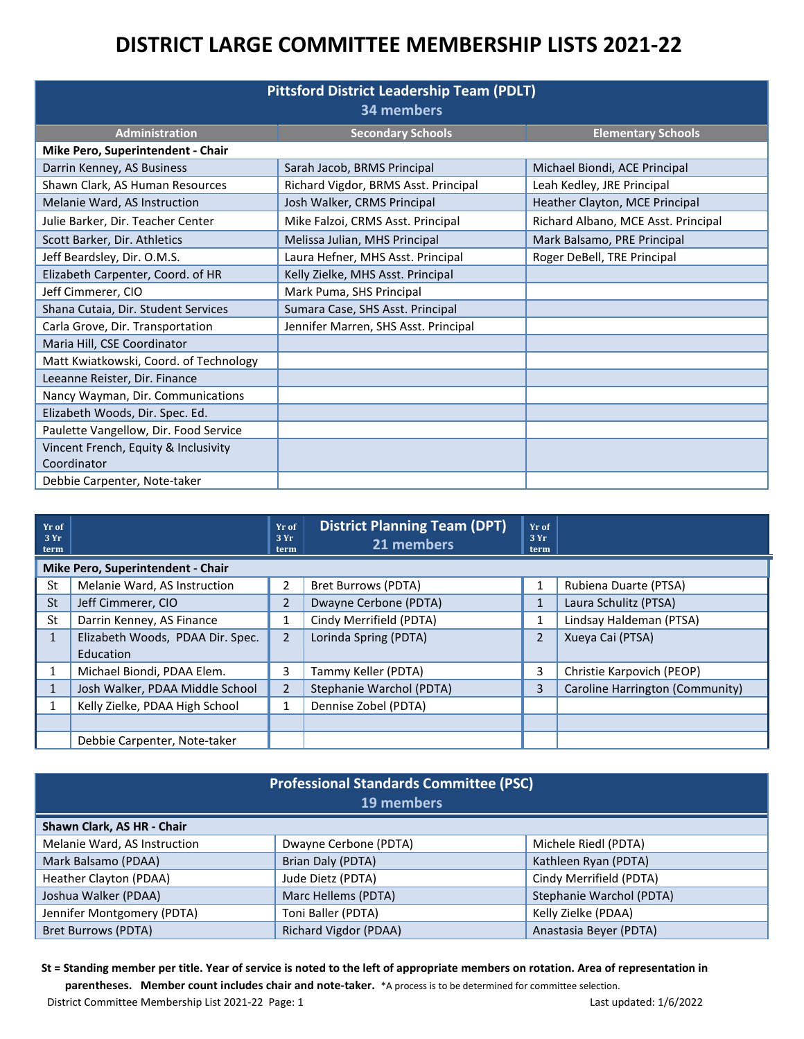# DISTRICT LARGE COMMITTEE MEMBERSHIP LISTS 2021-22

## Pittsford District Leadership Team (PDLT)
**34 members**

| Administration | Secondary Schools | Elementary Schools |
|---|---|---|
| **Mike Pero, Superintendent - Chair** | | |
| Darrin Kenney, AS Business | Sarah Jacob, BRMS Principal | Michael Biondi, ACE Principal |
| Shawn Clark, AS Human Resources | Richard Vigdor, BRMS Asst. Principal | Leah Kedley, JRE Principal |
| Melanie Ward, AS Instruction | Josh Walker, CRMS Principal | Heather Clayton, MCE Principal |
| Julie Barker, Dir. Teacher Center | Mike Falzoi, CRMS Asst. Principal | Richard Albano, MCE Asst. Principal |
| Scott Barker, Dir. Athletics | Melissa Julian, MHS Principal | Mark Balsamo, PRE Principal |
| Jeff Beardsley, Dir. O.M.S. | Laura Hefner, MHS Asst. Principal | Roger DeBell, TRE Principal |
| Elizabeth Carpenter, Coord. of HR | Kelly Zielke, MHS Asst. Principal | |
| Jeff Cimmerer, CIO | Mark Puma, SHS Principal | |
| Shana Cutaia, Dir. Student Services | Sumara Case, SHS Asst. Principal | |
| Carla Grove, Dir. Transportation | Jennifer Marren, SHS Asst. Principal | |
| Maria Hill, CSE Coordinator | | |
| Matt Kwiatkowski, Coord. of Technology | | |
| Leeanne Reister, Dir. Finance | | |
| Nancy Wayman, Dir. Communications | | |
| Elizabeth Woods, Dir. Spec. Ed. | | |
| Paulette Vangellow, Dir. Food Service | | |
| Vincent French, Equity & Inclusivity Coordinator | | |
| Debbie Carpenter, Note-taker | | |

## District Planning Team (DPT)
**21 members**

| Yr of 3 Yr term | | Yr of 3 Yr term | | Yr of 3 Yr term | |
|---|---|---|---|---|---|
| | **Mike Pero, Superintendent - Chair** | | | | |
| St | Melanie Ward, AS Instruction | 2 | Bret Burrows (PDTA) | 1 | Rubiena Duarte (PTSA) |
| St | Jeff Cimmerer, CIO | 2 | Dwayne Cerbone (PDTA) | 1 | Laura Schulitz (PTSA) |
| St | Darrin Kenney, AS Finance | 1 | Cindy Merrifield (PDTA) | 1 | Lindsay Haldeman (PTSA) |
| 1 | Elizabeth Woods, PDAA Dir. Spec. Education | 2 | Lorinda Spring (PDTA) | 2 | Xueya Cai (PTSA) |
| 1 | Michael Biondi, PDAA Elem. | 3 | Tammy Keller (PDTA) | 3 | Christie Karpovich (PEOP) |
| 1 | Josh Walker, PDAA Middle School | 2 | Stephanie Warchol (PDTA) | 3 | Caroline Harrington (Community) |
| 1 | Kelly Zielke, PDAA High School | 1 | Dennise Zobel (PDTA) | | |
| | | | | | |
| | Debbie Carpenter, Note-taker | | | | |

## Professional Standards Committee (PSC)
**19 members**

| | | |
|---|---|---|
| **Shawn Clark, AS HR - Chair** | | |
| Melanie Ward, AS Instruction | Dwayne Cerbone (PDTA) | Michele Riedl (PDTA) |
| Mark Balsamo (PDAA) | Brian Daly (PDTA) | Kathleen Ryan (PDTA) |
| Heather Clayton (PDAA) | Jude Dietz (PDTA) | Cindy Merrifield (PDTA) |
| Joshua Walker (PDAA) | Marc Hellems (PDTA) | Stephanie Warchol (PDTA) |
| Jennifer Montgomery (PDTA) | Toni Baller (PDTA) | Kelly Zielke (PDAA) |
| Bret Burrows (PDTA) | Richard Vigdor (PDAA) | Anastasia Beyer (PDTA) |

**St = Standing member per title. Year of service is noted to the left of appropriate members on rotation. Area of representation in parentheses. Member count includes chair and note-taker.** *A process is to be determined for committee selection.

District Committee Membership List 2021-22 Page: 1 Last updated: 1/6/2022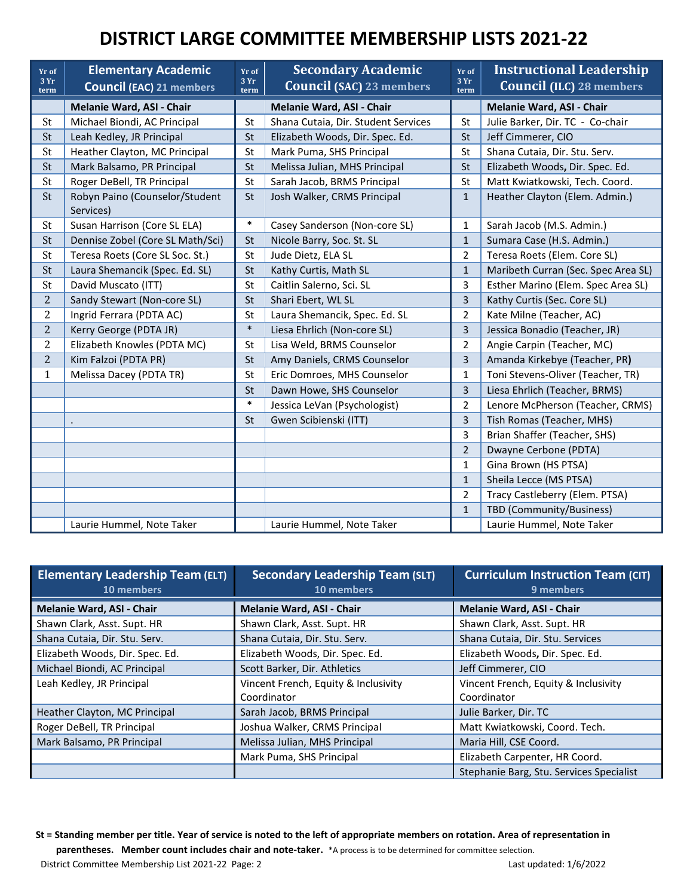# DISTRICT LARGE COMMITTEE MEMBERSHIP LISTS 2021-22

| Yr of 3 Yr term | Elementary Academic Council (EAC) 21 members | Yr of 3 Yr term | Secondary Academic Council (SAC) 23 members | Yr of 3 Yr term | Instructional Leadership Council (ILC) 28 members |
|---|---|---|---|---|---|
| | **Melanie Ward, ASI - Chair** | | **Melanie Ward, ASI - Chair** | | **Melanie Ward, ASI - Chair** |
| St | Michael Biondi, AC Principal | St | Shana Cutaia, Dir. Student Services | St | Julie Barker, Dir. TC - Co-chair |
| St | Leah Kedley, JR Principal | St | Elizabeth Woods, Dir. Spec. Ed. | St | Jeff Cimmerer, CIO |
| St | Heather Clayton, MC Principal | St | Mark Puma, SHS Principal | St | Shana Cutaia, Dir. Stu. Serv. |
| St | Mark Balsamo, PR Principal | St | Melissa Julian, MHS Principal | St | Elizabeth Woods, Dir. Spec. Ed. |
| St | Roger DeBell, TR Principal | St | Sarah Jacob, BRMS Principal | St | Matt Kwiatkowski, Tech. Coord. |
| St | Robyn Paino (Counselor/Student Services) | St | Josh Walker, CRMS Principal | 1 | Heather Clayton (Elem. Admin.) |
| St | Susan Harrison (Core SL ELA) | * | Casey Sanderson (Non-core SL) | 1 | Sarah Jacob (M.S. Admin.) |
| St | Dennise Zobel (Core SL Math/Sci) | St | Nicole Barry, Soc. St. SL | 1 | Sumara Case (H.S. Admin.) |
| St | Teresa Roets (Core SL Soc. St.) | St | Jude Dietz, ELA SL | 2 | Teresa Roets (Elem. Core SL) |
| St | Laura Shemancik (Spec. Ed. SL) | St | Kathy Curtis, Math SL | 1 | Maribeth Curran (Sec. Spec Area SL) |
| St | David Muscato (ITT) | St | Caitlin Salerno, Sci. SL | 3 | Esther Marino (Elem. Spec Area SL) |
| 2 | Sandy Stewart (Non-core SL) | St | Shari Ebert, WL SL | 3 | Kathy Curtis (Sec. Core SL) |
| 2 | Ingrid Ferrara (PDTA AC) | St | Laura Shemancik, Spec. Ed. SL | 2 | Kate Milne (Teacher, AC) |
| 2 | Kerry George (PDTA JR) | * | Liesa Ehrlich (Non-core SL) | 3 | Jessica Bonadio (Teacher, JR) |
| 2 | Elizabeth Knowles (PDTA MC) | St | Lisa Weld, BRMS Counselor | 2 | Angie Carpin (Teacher, MC) |
| 2 | Kim Falzoi (PDTA PR) | St | Amy Daniels, CRMS Counselor | 3 | Amanda Kirkebye (Teacher, PR) |
| 1 | Melissa Dacey (PDTA TR) | St | Eric Domroes, MHS Counselor | 1 | Toni Stevens-Oliver (Teacher, TR) |
| | | St | Dawn Howe, SHS Counselor | 3 | Liesa Ehrlich (Teacher, BRMS) |
| | | * | Jessica LeVan (Psychologist) | 2 | Lenore McPherson (Teacher, CRMS) |
| | . | St | Gwen Scibienski (ITT) | 3 | Tish Romas (Teacher, MHS) |
| | | | | 3 | Brian Shaffer (Teacher, SHS) |
| | | | | 2 | Dwayne Cerbone (PDTA) |
| | | | | 1 | Gina Brown (HS PTSA) |
| | | | | 1 | Sheila Lecce (MS PTSA) |
| | | | | 2 | Tracy Castleberry (Elem. PTSA) |
| | | | | 1 | TBD (Community/Business) |
| | Laurie Hummel, Note Taker | | Laurie Hummel, Note Taker | | Laurie Hummel, Note Taker |

| Elementary Leadership Team (ELT) 10 members | Secondary Leadership Team (SLT) 10 members | Curriculum Instruction Team (CIT) 9 members |
|---|---|---|
| **Melanie Ward, ASI - Chair** | **Melanie Ward, ASI - Chair** | **Melanie Ward, ASI - Chair** |
| Shawn Clark, Asst. Supt. HR | Shawn Clark, Asst. Supt. HR | Shawn Clark, Asst. Supt. HR |
| Shana Cutaia, Dir. Stu. Serv. | Shana Cutaia, Dir. Stu. Serv. | Shana Cutaia, Dir. Stu. Services |
| Elizabeth Woods, Dir. Spec. Ed. | Elizabeth Woods, Dir. Spec. Ed. | Elizabeth Woods, Dir. Spec. Ed. |
| Michael Biondi, AC Principal | Scott Barker, Dir. Athletics | Jeff Cimmerer, CIO |
| Leah Kedley, JR Principal | Vincent French, Equity & Inclusivity Coordinator | Vincent French, Equity & Inclusivity Coordinator |
| Heather Clayton, MC Principal | Sarah Jacob, BRMS Principal | Julie Barker, Dir. TC |
| Roger DeBell, TR Principal | Joshua Walker, CRMS Principal | Matt Kwiatkowski, Coord. Tech. |
| Mark Balsamo, PR Principal | Melissa Julian, MHS Principal | Maria Hill, CSE Coord. |
| | Mark Puma, SHS Principal | Elizabeth Carpenter, HR Coord. |
| | | Stephanie Barg, Stu. Services Specialist |

**St = Standing member per title. Year of service is noted to the left of appropriate members on rotation. Area of representation in parentheses. Member count includes chair and note-taker.** *A process is to be determined for committee selection.

District Committee Membership List 2021-22 Page: 2 Last updated: 1/6/2022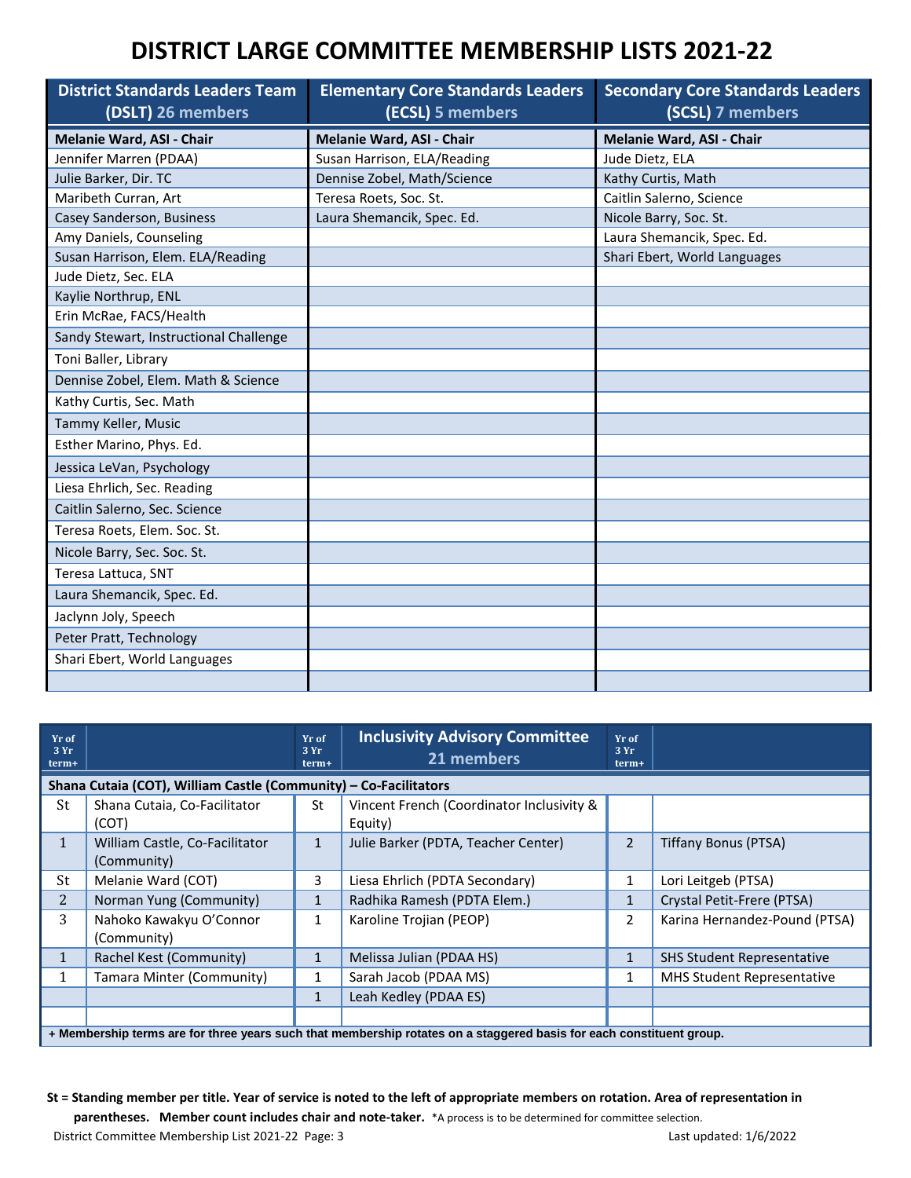# DISTRICT LARGE COMMITTEE MEMBERSHIP LISTS 2021-22

| District Standards Leaders Team (DSLT) 26 members | Elementary Core Standards Leaders (ECSL) 5 members | Secondary Core Standards Leaders (SCSL) 7 members |
|---|---|---|
| **Melanie Ward, ASI - Chair** | **Melanie Ward, ASI - Chair** | **Melanie Ward, ASI - Chair** |
| Jennifer Marren (PDAA) | Susan Harrison, ELA/Reading | Jude Dietz, ELA |
| Julie Barker, Dir. TC | Dennise Zobel, Math/Science | Kathy Curtis, Math |
| Maribeth Curran, Art | Teresa Roets, Soc. St. | Caitlin Salerno, Science |
| Casey Sanderson, Business | Laura Shemancik, Spec. Ed. | Nicole Barry, Soc. St. |
| Amy Daniels, Counseling | | Laura Shemancik, Spec. Ed. |
| Susan Harrison, Elem. ELA/Reading | | Shari Ebert, World Languages |
| Jude Dietz, Sec. ELA | | |
| Kaylie Northrup, ENL | | |
| Erin McRae, FACS/Health | | |
| Sandy Stewart, Instructional Challenge | | |
| Toni Baller, Library | | |
| Dennise Zobel, Elem. Math & Science | | |
| Kathy Curtis, Sec. Math | | |
| Tammy Keller, Music | | |
| Esther Marino, Phys. Ed. | | |
| Jessica LeVan, Psychology | | |
| Liesa Ehrlich, Sec. Reading | | |
| Caitlin Salerno, Sec. Science | | |
| Teresa Roets, Elem. Soc. St. | | |
| Nicole Barry, Sec. Soc. St. | | |
| Teresa Lattuca, SNT | | |
| Laura Shemancik, Spec. Ed. | | |
| Jaclynn Joly, Speech | | |
| Peter Pratt, Technology | | |
| Shari Ebert, World Languages | | |
| | | |

| Yr of 3 Yr term+ | | Yr of 3 Yr term+ | Inclusivity Advisory Committee 21 members | Yr of 3 Yr term+ | |
|---|---|---|---|---|---|
| **Shana Cutaia (COT), William Castle (Community) – Co-Facilitators** | | | | | |
| St | Shana Cutaia, Co-Facilitator (COT) | St | Vincent French (Coordinator Inclusivity & Equity) | | |
| 1 | William Castle, Co-Facilitator (Community) | 1 | Julie Barker (PDTA, Teacher Center) | 2 | Tiffany Bonus (PTSA) |
| St | Melanie Ward (COT) | 3 | Liesa Ehrlich (PDTA Secondary) | 1 | Lori Leitgeb (PTSA) |
| 2 | Norman Yung (Community) | 1 | Radhika Ramesh (PDTA Elem.) | 1 | Crystal Petit-Frere (PTSA) |
| 3 | Nahoko Kawakyu O'Connor (Community) | 1 | Karoline Trojian (PEOP) | 2 | Karina Hernandez-Pound (PTSA) |
| 1 | Rachel Kest (Community) | 1 | Melissa Julian (PDAA HS) | 1 | SHS Student Representative |
| 1 | Tamara Minter (Community) | 1 | Sarah Jacob (PDAA MS) | 1 | MHS Student Representative |
| | | 1 | Leah Kedley (PDAA ES) | | |
| | | | | | |

**+ Membership terms are for three years such that membership rotates on a staggered basis for each constituent group.**

**St = Standing member per title. Year of service is noted to the left of appropriate members on rotation. Area of representation in parentheses. Member count includes chair and note-taker.** *A process is to be determined for committee selection.

District Committee Membership List 2021-22 Page: 3 Last updated: 1/6/2022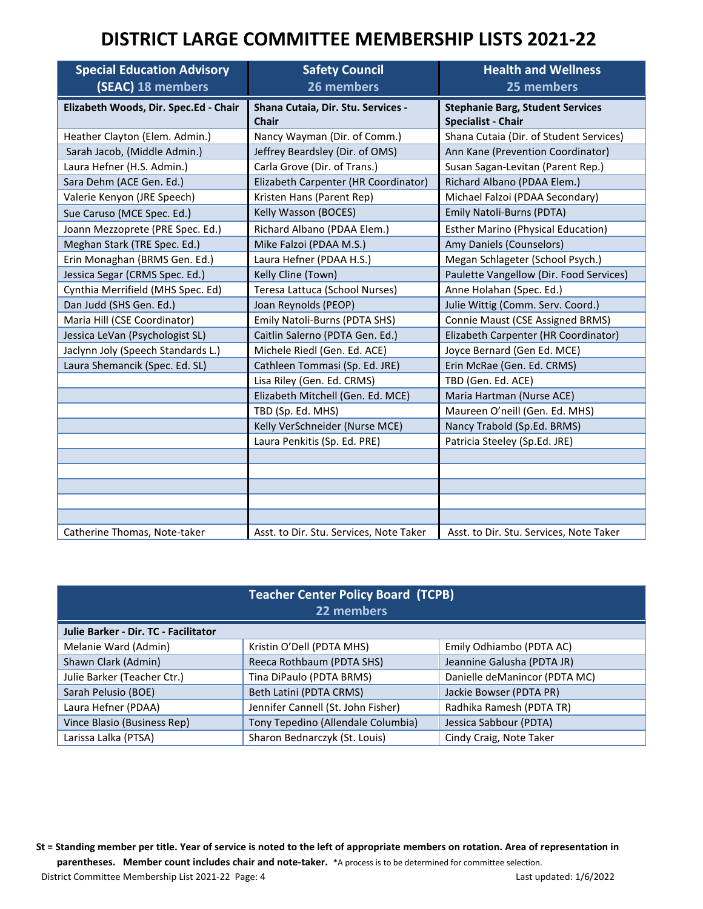# DISTRICT LARGE COMMITTEE MEMBERSHIP LISTS 2021-22

| Special Education Advisory (SEAC) 18 members | Safety Council 26 members | Health and Wellness 25 members |
|---|---|---|
| **Elizabeth Woods, Dir. Spec.Ed - Chair** | **Shana Cutaia, Dir. Stu. Services - Chair** | **Stephanie Barg, Student Services Specialist - Chair** |
| Heather Clayton (Elem. Admin.) | Nancy Wayman (Dir. of Comm.) | Shana Cutaia (Dir. of Student Services) |
| Sarah Jacob, (Middle Admin.) | Jeffrey Beardsley (Dir. of OMS) | Ann Kane (Prevention Coordinator) |
| Laura Hefner (H.S. Admin.) | Carla Grove (Dir. of Trans.) | Susan Sagan-Levitan (Parent Rep.) |
| Sara Dehm (ACE Gen. Ed.) | Elizabeth Carpenter (HR Coordinator) | Richard Albano (PDAA Elem.) |
| Valerie Kenyon (JRE Speech) | Kristen Hans (Parent Rep) | Michael Falzoi (PDAA Secondary) |
| Sue Caruso (MCE Spec. Ed.) | Kelly Wasson (BOCES) | Emily Natoli-Burns (PDTA) |
| Joann Mezzoprete (PRE Spec. Ed.) | Richard Albano (PDAA Elem.) | Esther Marino (Physical Education) |
| Meghan Stark (TRE Spec. Ed.) | Mike Falzoi (PDAA M.S.) | Amy Daniels (Counselors) |
| Erin Monaghan (BRMS Gen. Ed.) | Laura Hefner (PDAA H.S.) | Megan Schlageter (School Psych.) |
| Jessica Segar (CRMS Spec. Ed.) | Kelly Cline (Town) | Paulette Vangellow (Dir. Food Services) |
| Cynthia Merrifield (MHS Spec. Ed) | Teresa Lattuca (School Nurses) | Anne Holahan (Spec. Ed.) |
| Dan Judd (SHS Gen. Ed.) | Joan Reynolds (PEOP) | Julie Wittig (Comm. Serv. Coord.) |
| Maria Hill (CSE Coordinator) | Emily Natoli-Burns (PDTA SHS) | Connie Maust (CSE Assigned BRMS) |
| Jessica LeVan (Psychologist SL) | Caitlin Salerno (PDTA Gen. Ed.) | Elizabeth Carpenter (HR Coordinator) |
| Jaclynn Joly (Speech Standards L.) | Michele Riedl (Gen. Ed. ACE) | Joyce Bernard (Gen Ed. MCE) |
| Laura Shemancik (Spec. Ed. SL) | Cathleen Tommasi (Sp. Ed. JRE) | Erin McRae (Gen. Ed. CRMS) |
| | Lisa Riley (Gen. Ed. CRMS) | TBD (Gen. Ed. ACE) |
| | Elizabeth Mitchell (Gen. Ed. MCE) | Maria Hartman (Nurse ACE) |
| | TBD (Sp. Ed. MHS) | Maureen O'neill (Gen. Ed. MHS) |
| | Kelly VerSchneider (Nurse MCE) | Nancy Trabold (Sp.Ed. BRMS) |
| | Laura Penkitis (Sp. Ed. PRE) | Patricia Steeley (Sp.Ed. JRE) |
| | | |
| | | |
| | | |
| | | |
| | | |
| Catherine Thomas, Note-taker | Asst. to Dir. Stu. Services, Note Taker | Asst. to Dir. Stu. Services, Note Taker |

| Teacher Center Policy Board (TCPB) 22 members | | |
|---|---|---|
| **Julie Barker - Dir. TC - Facilitator** | | |
| Melanie Ward (Admin) | Kristin O'Dell (PDTA MHS) | Emily Odhiambo (PDTA AC) |
| Shawn Clark (Admin) | Reeca Rothbaum (PDTA SHS) | Jeannine Galusha (PDTA JR) |
| Julie Barker (Teacher Ctr.) | Tina DiPaulo (PDTA BRMS) | Danielle deManincor (PDTA MC) |
| Sarah Pelusio (BOE) | Beth Latini (PDTA CRMS) | Jackie Bowser (PDTA PR) |
| Laura Hefner (PDAA) | Jennifer Cannell (St. John Fisher) | Radhika Ramesh (PDTA TR) |
| Vince Blasio (Business Rep) | Tony Tepedino (Allendale Columbia) | Jessica Sabbour (PDTA) |
| Larissa Lalka (PTSA) | Sharon Bednarczyk (St. Louis) | Cindy Craig, Note Taker |

**St = Standing member per title. Year of service is noted to the left of appropriate members on rotation. Area of representation in parentheses. Member count includes chair and note-taker.** *A process is to be determined for committee selection.

District Committee Membership List 2021-22 Page: 4 — Last updated: 1/6/2022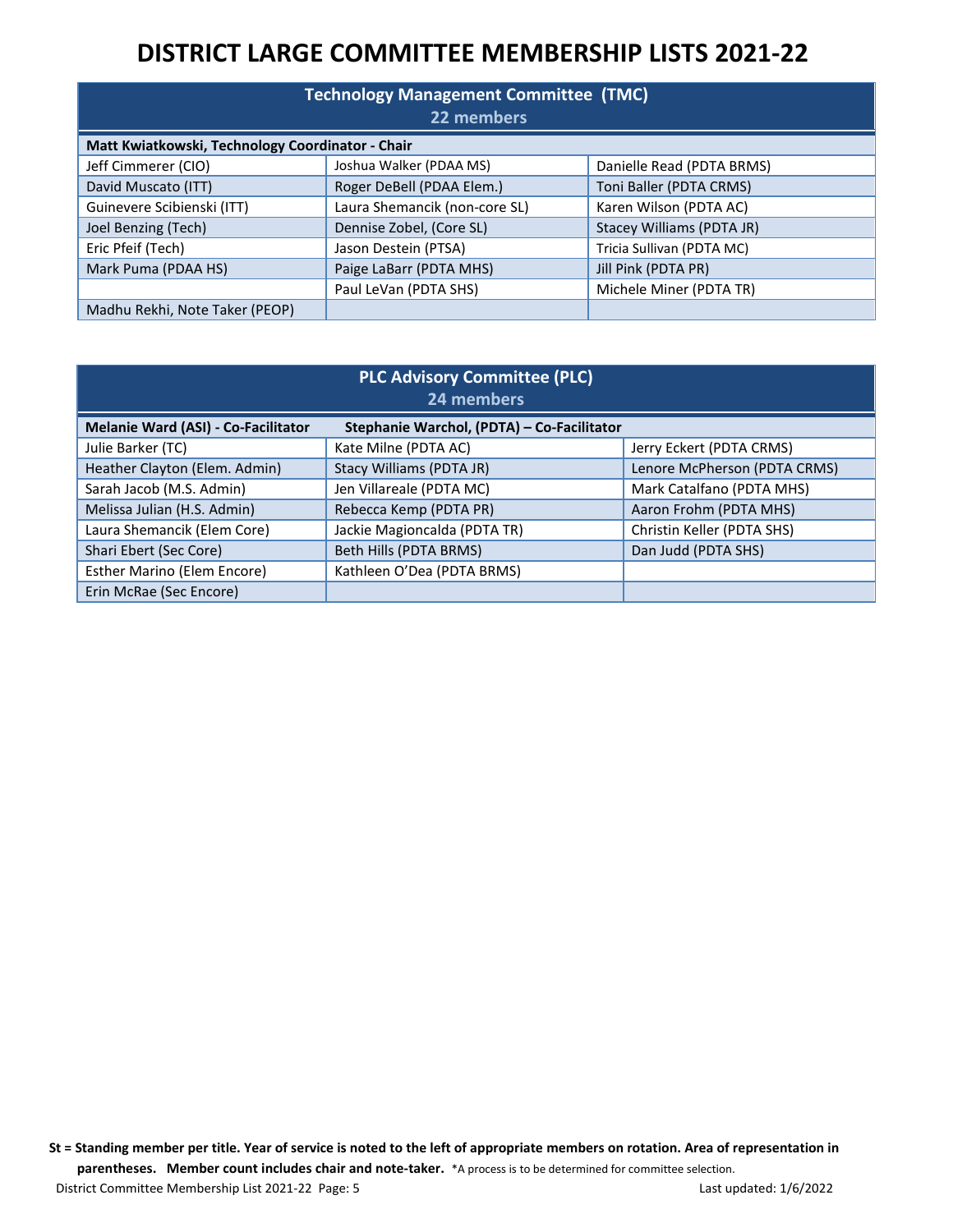# DISTRICT LARGE COMMITTEE MEMBERSHIP LISTS 2021-22

| Technology Management Committee (TMC) 22 members | | |
|---|---|---|
| **Matt Kwiatkowski, Technology Coordinator - Chair** | | |
| Jeff Cimmerer (CIO) | Joshua Walker (PDAA MS) | Danielle Read (PDTA BRMS) |
| David Muscato (ITT) | Roger DeBell (PDAA Elem.) | Toni Baller (PDTA CRMS) |
| Guinevere Scibienski (ITT) | Laura Shemancik (non-core SL) | Karen Wilson (PDTA AC) |
| Joel Benzing (Tech) | Dennise Zobel, (Core SL) | Stacey Williams (PDTA JR) |
| Eric Pfeif (Tech) | Jason Destein (PTSA) | Tricia Sullivan (PDTA MC) |
| Mark Puma (PDAA HS) | Paige LaBarr (PDTA MHS) | Jill Pink (PDTA PR) |
| | Paul LeVan (PDTA SHS) | Michele Miner (PDTA TR) |
| Madhu Rekhi, Note Taker (PEOP) | | |

| PLC Advisory Committee (PLC) 24 members | | |
|---|---|---|
| **Melanie Ward (ASI) - Co-Facilitator** | **Stephanie Warchol, (PDTA) – Co-Facilitator** | |
| Julie Barker (TC) | Kate Milne (PDTA AC) | Jerry Eckert (PDTA CRMS) |
| Heather Clayton (Elem. Admin) | Stacy Williams (PDTA JR) | Lenore McPherson (PDTA CRMS) |
| Sarah Jacob (M.S. Admin) | Jen Villareale (PDTA MC) | Mark Catalfano (PDTA MHS) |
| Melissa Julian (H.S. Admin) | Rebecca Kemp (PDTA PR) | Aaron Frohm (PDTA MHS) |
| Laura Shemancik (Elem Core) | Jackie Magioncalda (PDTA TR) | Christin Keller (PDTA SHS) |
| Shari Ebert (Sec Core) | Beth Hills (PDTA BRMS) | Dan Judd (PDTA SHS) |
| Esther Marino (Elem Encore) | Kathleen O'Dea (PDTA BRMS) | |
| Erin McRae (Sec Encore) | | |

**St = Standing member per title. Year of service is noted to the left of appropriate members on rotation. Area of representation in parentheses. Member count includes chair and note-taker.** *A process is to be determined for committee selection.

Last updated: 1/6/2022